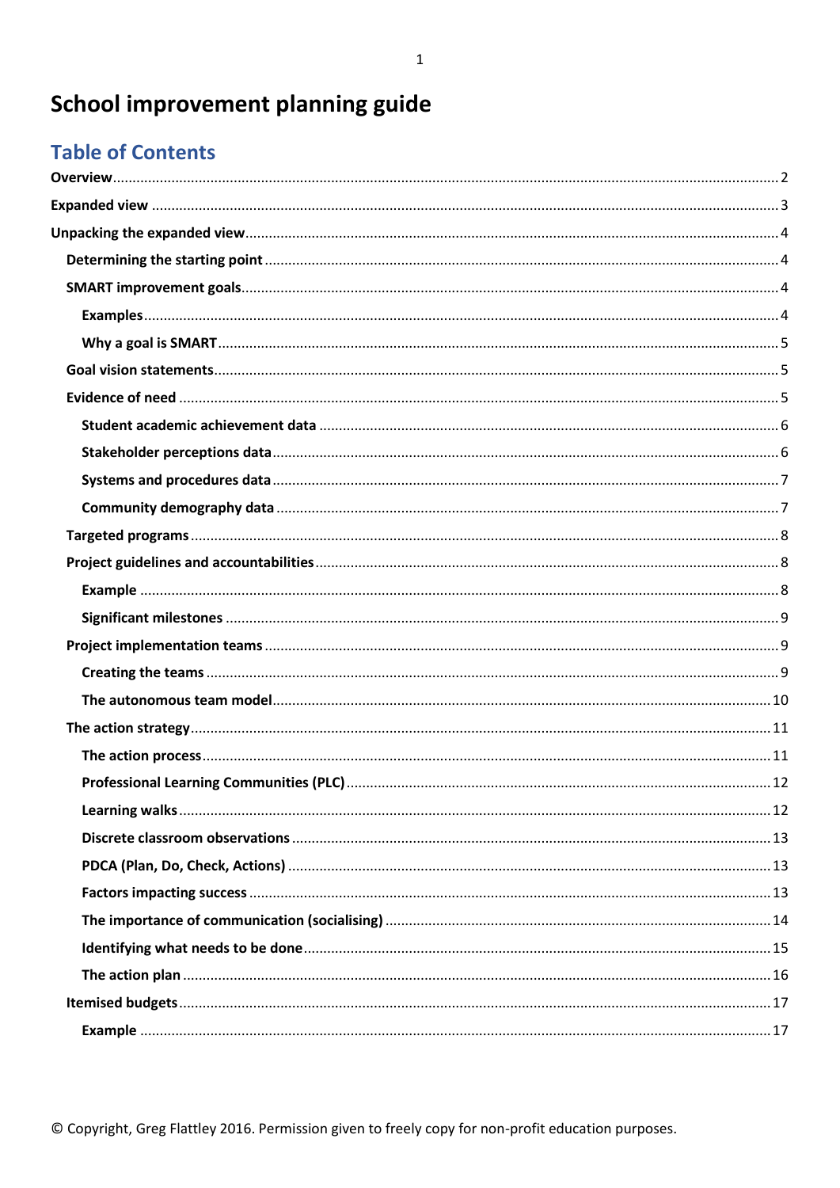# School improvement planning guide

## Table of Contents

**Overview** ........ 2

**Expanded view** ........ 3

**Unpacking the expanded view** ........ 4

- **Determining the starting point** ........ 4
- **SMART improvement goals** ........ 4
  - **Examples** ........ 4
  - **Why a goal is SMART** ........ 5
- **Goal vision statements** ........ 5
- **Evidence of need** ........ 5
  - **Student academic achievement data** ........ 6
  - **Stakeholder perceptions data** ........ 6
  - **Systems and procedures data** ........ 7
  - **Community demography data** ........ 7
- **Targeted programs** ........ 8
- **Project guidelines and accountabilities** ........ 8
  - **Example** ........ 8
  - **Significant milestones** ........ 9
- **Project implementation teams** ........ 9
  - **Creating the teams** ........ 9
  - **The autonomous team model** ........ 10
- **The action strategy** ........ 11
  - **The action process** ........ 11
  - **Professional Learning Communities (PLC)** ........ 12
  - **Learning walks** ........ 12
  - **Discrete classroom observations** ........ 13
  - **PDCA (Plan, Do, Check, Actions)** ........ 13
  - **Factors impacting success** ........ 13
  - **The importance of communication (socialising)** ........ 14
  - **Identifying what needs to be done** ........ 15
  - **The action plan** ........ 16
- **Itemised budgets** ........ 17
  - **Example** ........ 17

© Copyright, Greg Flattley 2016. Permission given to freely copy for non-profit education purposes.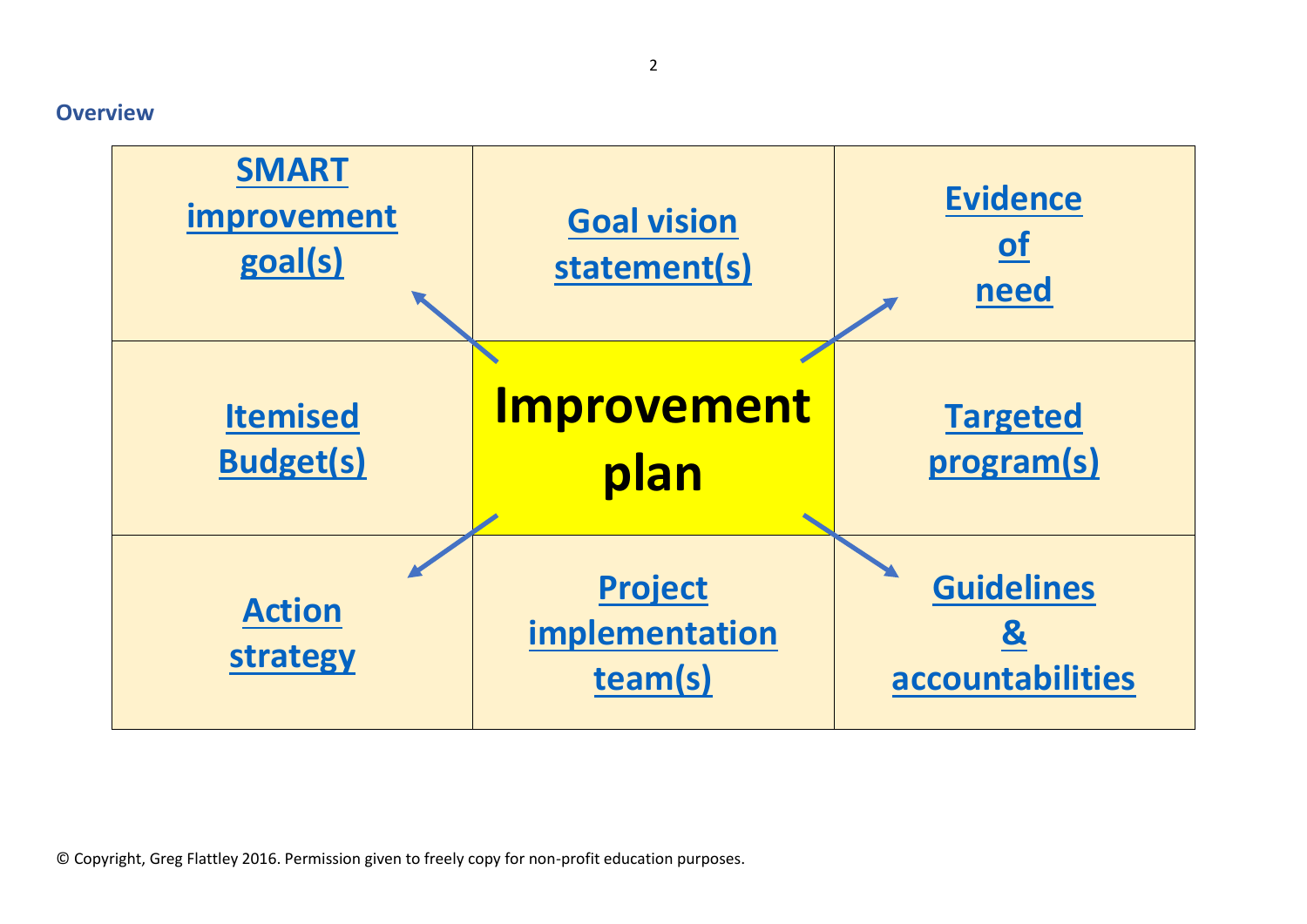## Overview

| | | |
|---|---|---|
| SMART improvement goal(s) | Goal vision statement(s) | Evidence of need |
| Itemised Budget(s) | **Improvement plan** | Targeted program(s) |
| Action strategy | Project implementation team(s) | Guidelines & accountabilities |

© Copyright, Greg Flattley 2016. Permission given to freely copy for non-profit education purposes.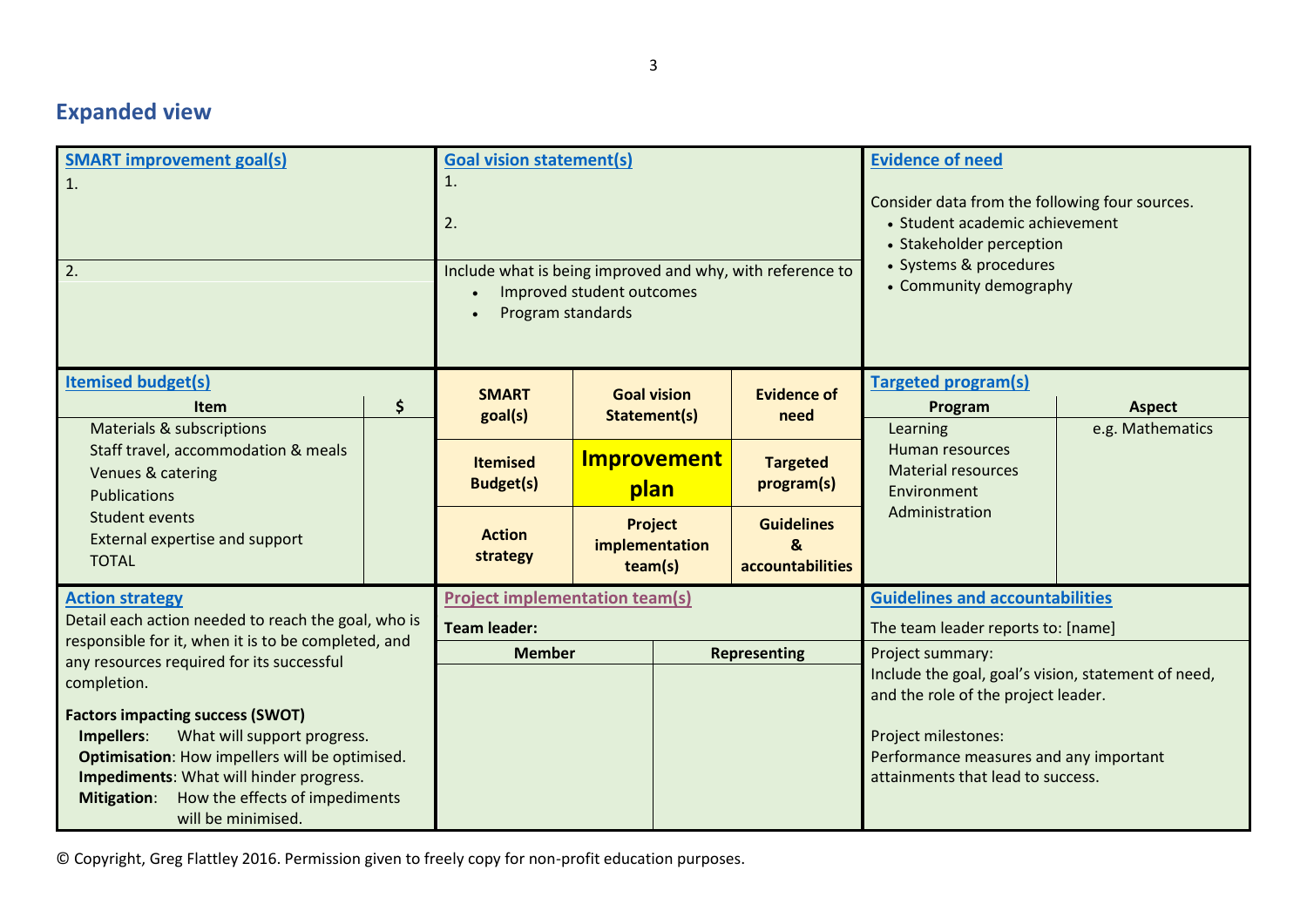## Expanded view

### SMART improvement goal(s)

1.

2.

### Goal vision statement(s)

1.

2.

Include what is being improved and why, with reference to

- Improved student outcomes
- Program standards

### Evidence of need

Consider data from the following four sources.

- Student academic achievement
- Stakeholder perception
- Systems & procedures
- Community demography

### Itemised budget(s)

| Item | $ |
|---|---|
| Materials & subscriptions | |
| Staff travel, accommodation & meals | |
| Venues & catering | |
| Publications | |
| Student events | |
| External expertise and support | |
| TOTAL | |

| | | |
|---|---|---|
| **SMART goal(s)** | **Goal vision Statement(s)** | **Evidence of need** |
| **Itemised Budget(s)** | **Improvement plan** | **Targeted program(s)** |
| **Action strategy** | **Project implementation team(s)** | **Guidelines & accountabilities** |

### Targeted program(s)

| Program | Aspect |
|---|---|
| Learning | e.g. Mathematics |
| Human resources | |
| Material resources | |
| Environment | |
| Administration | |

### Action strategy

Detail each action needed to reach the goal, who is responsible for it, when it is to be completed, and any resources required for its successful completion.

**Factors impacting success (SWOT)**

**Impellers**: What will support progress.
**Optimisation**: How impellers will be optimised.
**Impediments**: What will hinder progress.
**Mitigation**: How the effects of impediments will be minimised.

### Project implementation team(s)

**Team leader:**

| Member | Representing |
|---|---|
| | |

### Guidelines and accountabilities

The team leader reports to: [name]

Project summary:
Include the goal, goal's vision, statement of need, and the role of the project leader.

Project milestones:
Performance measures and any important attainments that lead to success.

© Copyright, Greg Flattley 2016. Permission given to freely copy for non-profit education purposes.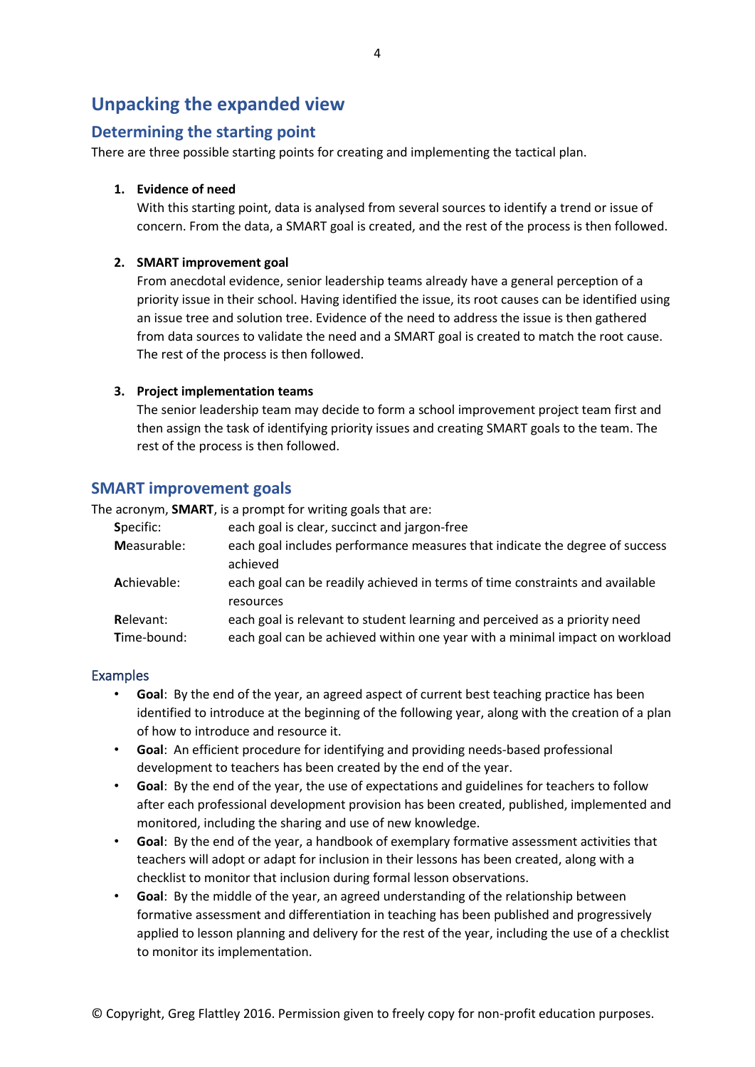## Unpacking the expanded view

### Determining the starting point

There are three possible starting points for creating and implementing the tactical plan.

1. **Evidence of need**
   With this starting point, data is analysed from several sources to identify a trend or issue of concern. From the data, a SMART goal is created, and the rest of the process is then followed.

2. **SMART improvement goal**
   From anecdotal evidence, senior leadership teams already have a general perception of a priority issue in their school. Having identified the issue, its root causes can be identified using an issue tree and solution tree. Evidence of the need to address the issue is then gathered from data sources to validate the need and a SMART goal is created to match the root cause. The rest of the process is then followed.

3. **Project implementation teams**
   The senior leadership team may decide to form a school improvement project team first and then assign the task of identifying priority issues and creating SMART goals to the team. The rest of the process is then followed.

### SMART improvement goals

The acronym, **SMART**, is a prompt for writing goals that are:

| | |
|---|---|
| **S**pecific: | each goal is clear, succinct and jargon-free |
| **M**easurable: | each goal includes performance measures that indicate the degree of success achieved |
| **A**chievable: | each goal can be readily achieved in terms of time constraints and available resources |
| **R**elevant: | each goal is relevant to student learning and perceived as a priority need |
| **T**ime-bound: | each goal can be achieved within one year with a minimal impact on workload |

#### Examples

- **Goal**: By the end of the year, an agreed aspect of current best teaching practice has been identified to introduce at the beginning of the following year, along with the creation of a plan of how to introduce and resource it.
- **Goal**: An efficient procedure for identifying and providing needs-based professional development to teachers has been created by the end of the year.
- **Goal**: By the end of the year, the use of expectations and guidelines for teachers to follow after each professional development provision has been created, published, implemented and monitored, including the sharing and use of new knowledge.
- **Goal**: By the end of the year, a handbook of exemplary formative assessment activities that teachers will adopt or adapt for inclusion in their lessons has been created, along with a checklist to monitor that inclusion during formal lesson observations.
- **Goal**: By the middle of the year, an agreed understanding of the relationship between formative assessment and differentiation in teaching has been published and progressively applied to lesson planning and delivery for the rest of the year, including the use of a checklist to monitor its implementation.

© Copyright, Greg Flattley 2016. Permission given to freely copy for non-profit education purposes.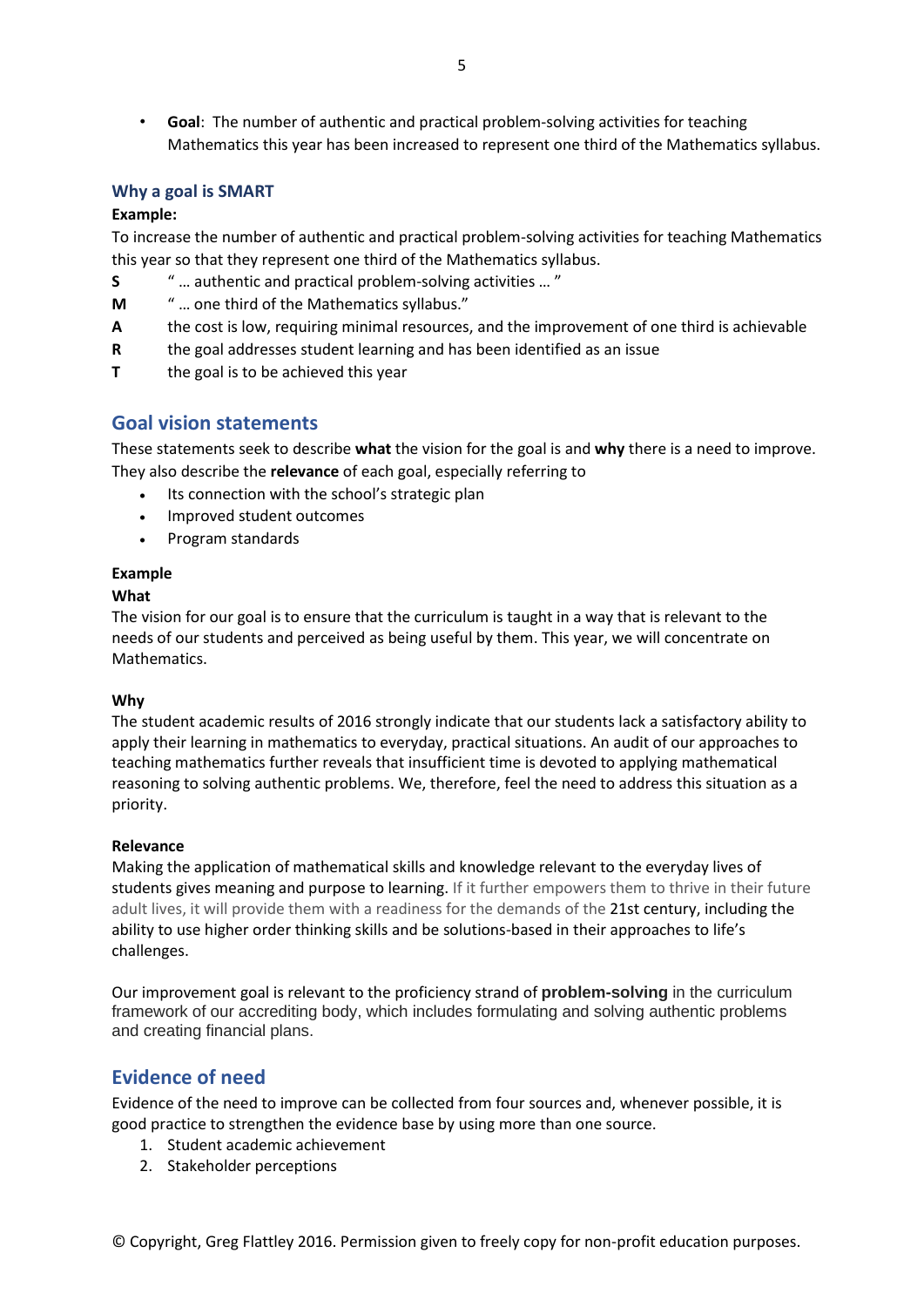- **Goal**: The number of authentic and practical problem-solving activities for teaching Mathematics this year has been increased to represent one third of the Mathematics syllabus.

### Why a goal is SMART

**Example:**

To increase the number of authentic and practical problem-solving activities for teaching Mathematics this year so that they represent one third of the Mathematics syllabus.

**S** " … authentic and practical problem-solving activities … "

**M** " … one third of the Mathematics syllabus."

**A** the cost is low, requiring minimal resources, and the improvement of one third is achievable

**R** the goal addresses student learning and has been identified as an issue

**T** the goal is to be achieved this year

## Goal vision statements

These statements seek to describe **what** the vision for the goal is and **why** there is a need to improve. They also describe the **relevance** of each goal, especially referring to

- Its connection with the school's strategic plan
- Improved student outcomes
- Program standards

**Example**

**What**

The vision for our goal is to ensure that the curriculum is taught in a way that is relevant to the needs of our students and perceived as being useful by them. This year, we will concentrate on Mathematics.

**Why**

The student academic results of 2016 strongly indicate that our students lack a satisfactory ability to apply their learning in mathematics to everyday, practical situations. An audit of our approaches to teaching mathematics further reveals that insufficient time is devoted to applying mathematical reasoning to solving authentic problems. We, therefore, feel the need to address this situation as a priority.

**Relevance**

Making the application of mathematical skills and knowledge relevant to the everyday lives of students gives meaning and purpose to learning. If it further empowers them to thrive in their future adult lives, it will provide them with a readiness for the demands of the 21st century, including the ability to use higher order thinking skills and be solutions-based in their approaches to life's challenges.

Our improvement goal is relevant to the proficiency strand of **problem-solving** in the curriculum framework of our accrediting body, which includes formulating and solving authentic problems and creating financial plans.

## Evidence of need

Evidence of the need to improve can be collected from four sources and, whenever possible, it is good practice to strengthen the evidence base by using more than one source.

1. Student academic achievement
2. Stakeholder perceptions

© Copyright, Greg Flattley 2016. Permission given to freely copy for non-profit education purposes.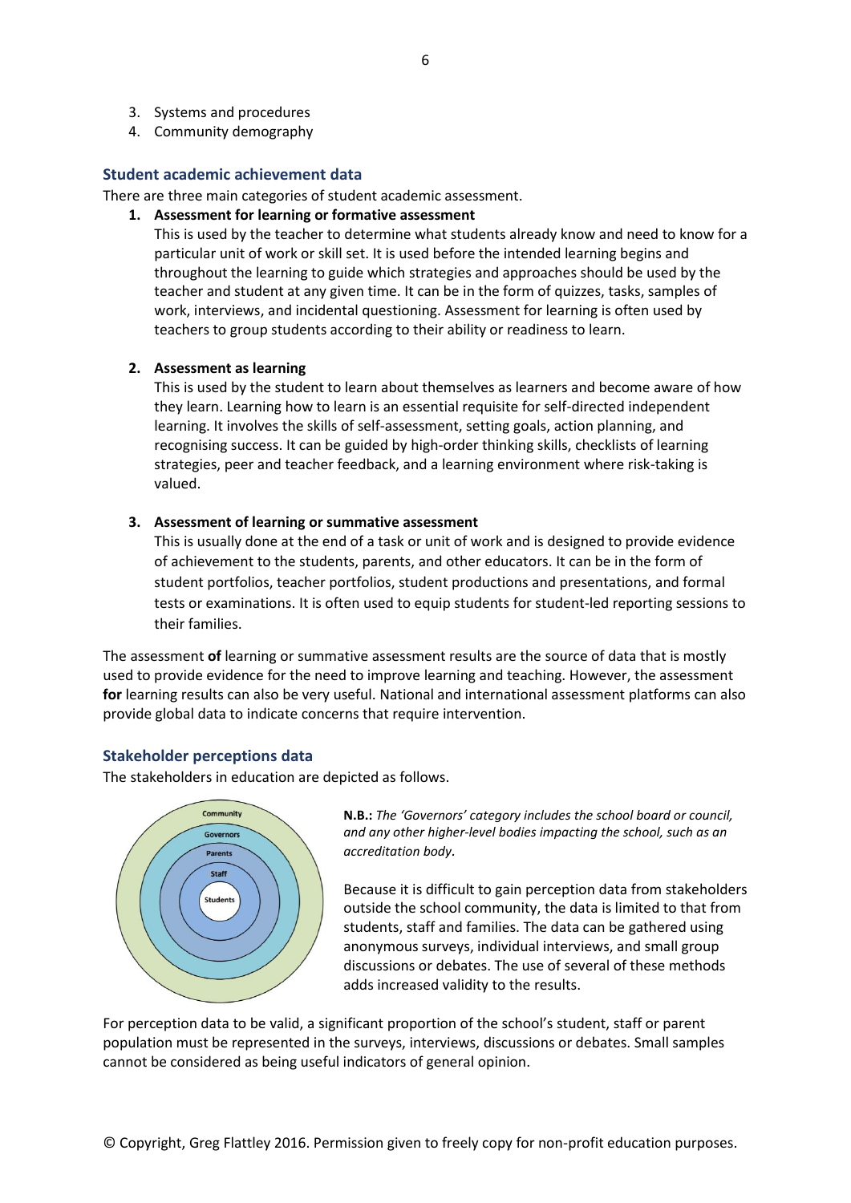3. Systems and procedures
4. Community demography

### Student academic achievement data

There are three main categories of student academic assessment.

1. **Assessment for learning or formative assessment**
   This is used by the teacher to determine what students already know and need to know for a particular unit of work or skill set. It is used before the intended learning begins and throughout the learning to guide which strategies and approaches should be used by the teacher and student at any given time. It can be in the form of quizzes, tasks, samples of work, interviews, and incidental questioning. Assessment for learning is often used by teachers to group students according to their ability or readiness to learn.

2. **Assessment as learning**
   This is used by the student to learn about themselves as learners and become aware of how they learn. Learning how to learn is an essential requisite for self-directed independent learning. It involves the skills of self-assessment, setting goals, action planning, and recognising success. It can be guided by high-order thinking skills, checklists of learning strategies, peer and teacher feedback, and a learning environment where risk-taking is valued.

3. **Assessment of learning or summative assessment**
   This is usually done at the end of a task or unit of work and is designed to provide evidence of achievement to the students, parents, and other educators. It can be in the form of student portfolios, teacher portfolios, student productions and presentations, and formal tests or examinations. It is often used to equip students for student-led reporting sessions to their families.

The assessment **of** learning or summative assessment results are the source of data that is mostly used to provide evidence for the need to improve learning and teaching. However, the assessment **for** learning results can also be very useful. National and international assessment platforms can also provide global data to indicate concerns that require intervention.

### Stakeholder perceptions data

The stakeholders in education are depicted as follows.

Community
Governors
Parents
Staff
Students

**N.B.:** *The 'Governors' category includes the school board or council, and any other higher-level bodies impacting the school, such as an accreditation body.*

Because it is difficult to gain perception data from stakeholders outside the school community, the data is limited to that from students, staff and families. The data can be gathered using anonymous surveys, individual interviews, and small group discussions or debates. The use of several of these methods adds increased validity to the results.

For perception data to be valid, a significant proportion of the school's student, staff or parent population must be represented in the surveys, interviews, discussions or debates. Small samples cannot be considered as being useful indicators of general opinion.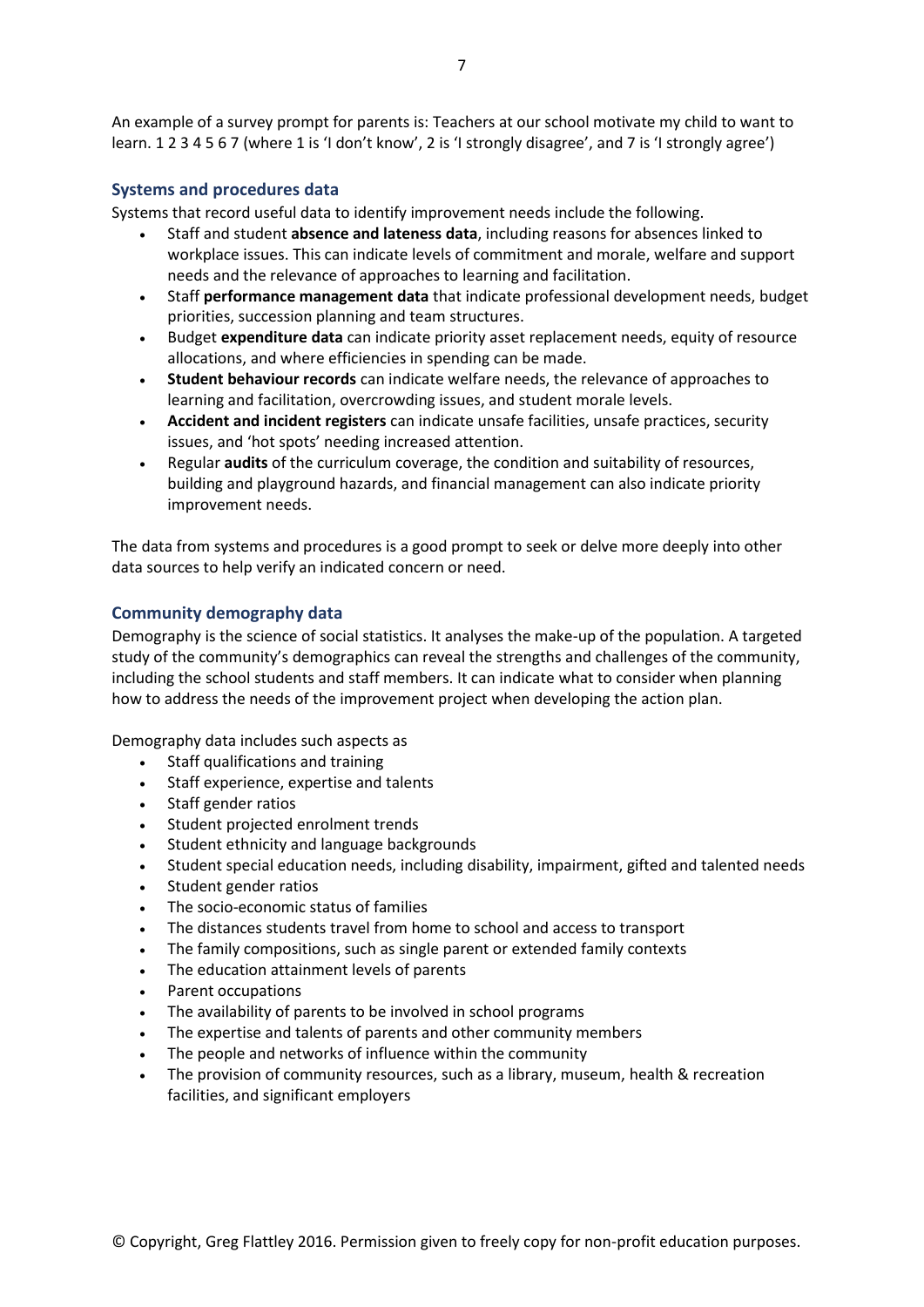An example of a survey prompt for parents is: Teachers at our school motivate my child to want to learn. 1 2 3 4 5 6 7 (where 1 is 'I don't know', 2 is 'I strongly disagree', and 7 is 'I strongly agree')

### Systems and procedures data

Systems that record useful data to identify improvement needs include the following.

- Staff and student **absence and lateness data**, including reasons for absences linked to workplace issues. This can indicate levels of commitment and morale, welfare and support needs and the relevance of approaches to learning and facilitation.
- Staff **performance management data** that indicate professional development needs, budget priorities, succession planning and team structures.
- Budget **expenditure data** can indicate priority asset replacement needs, equity of resource allocations, and where efficiencies in spending can be made.
- **Student behaviour records** can indicate welfare needs, the relevance of approaches to learning and facilitation, overcrowding issues, and student morale levels.
- **Accident and incident registers** can indicate unsafe facilities, unsafe practices, security issues, and 'hot spots' needing increased attention.
- Regular **audits** of the curriculum coverage, the condition and suitability of resources, building and playground hazards, and financial management can also indicate priority improvement needs.

The data from systems and procedures is a good prompt to seek or delve more deeply into other data sources to help verify an indicated concern or need.

### Community demography data

Demography is the science of social statistics. It analyses the make-up of the population. A targeted study of the community's demographics can reveal the strengths and challenges of the community, including the school students and staff members. It can indicate what to consider when planning how to address the needs of the improvement project when developing the action plan.

Demography data includes such aspects as

- Staff qualifications and training
- Staff experience, expertise and talents
- Staff gender ratios
- Student projected enrolment trends
- Student ethnicity and language backgrounds
- Student special education needs, including disability, impairment, gifted and talented needs
- Student gender ratios
- The socio-economic status of families
- The distances students travel from home to school and access to transport
- The family compositions, such as single parent or extended family contexts
- The education attainment levels of parents
- Parent occupations
- The availability of parents to be involved in school programs
- The expertise and talents of parents and other community members
- The people and networks of influence within the community
- The provision of community resources, such as a library, museum, health & recreation facilities, and significant employers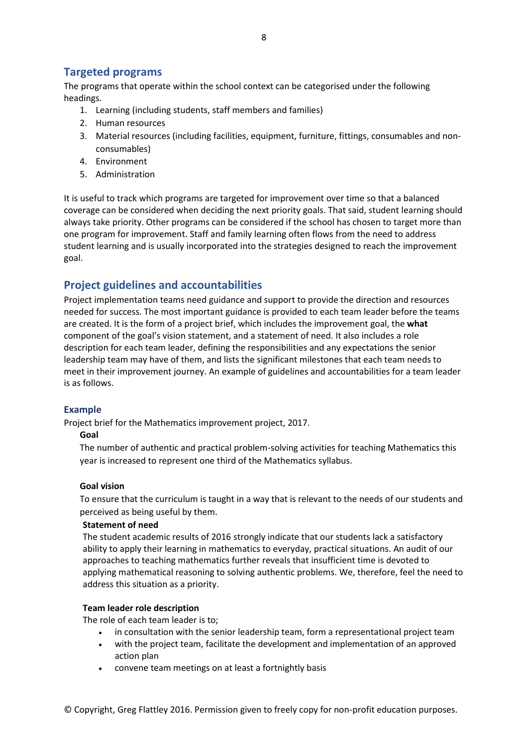## Targeted programs

The programs that operate within the school context can be categorised under the following headings.

1. Learning (including students, staff members and families)
2. Human resources
3. Material resources (including facilities, equipment, furniture, fittings, consumables and non-consumables)
4. Environment
5. Administration

It is useful to track which programs are targeted for improvement over time so that a balanced coverage can be considered when deciding the next priority goals. That said, student learning should always take priority. Other programs can be considered if the school has chosen to target more than one program for improvement. Staff and family learning often flows from the need to address student learning and is usually incorporated into the strategies designed to reach the improvement goal.

## Project guidelines and accountabilities

Project implementation teams need guidance and support to provide the direction and resources needed for success. The most important guidance is provided to each team leader before the teams are created. It is the form of a project brief, which includes the improvement goal, the **what** component of the goal's vision statement, and a statement of need. It also includes a role description for each team leader, defining the responsibilities and any expectations the senior leadership team may have of them, and lists the significant milestones that each team needs to meet in their improvement journey. An example of guidelines and accountabilities for a team leader is as follows.

### Example

Project brief for the Mathematics improvement project, 2017.

**Goal**

The number of authentic and practical problem-solving activities for teaching Mathematics this year is increased to represent one third of the Mathematics syllabus.

**Goal vision**

To ensure that the curriculum is taught in a way that is relevant to the needs of our students and perceived as being useful by them.

**Statement of need**

The student academic results of 2016 strongly indicate that our students lack a satisfactory ability to apply their learning in mathematics to everyday, practical situations. An audit of our approaches to teaching mathematics further reveals that insufficient time is devoted to applying mathematical reasoning to solving authentic problems. We, therefore, feel the need to address this situation as a priority.

**Team leader role description**

The role of each team leader is to;

- in consultation with the senior leadership team, form a representational project team
- with the project team, facilitate the development and implementation of an approved action plan
- convene team meetings on at least a fortnightly basis

© Copyright, Greg Flattley 2016. Permission given to freely copy for non-profit education purposes.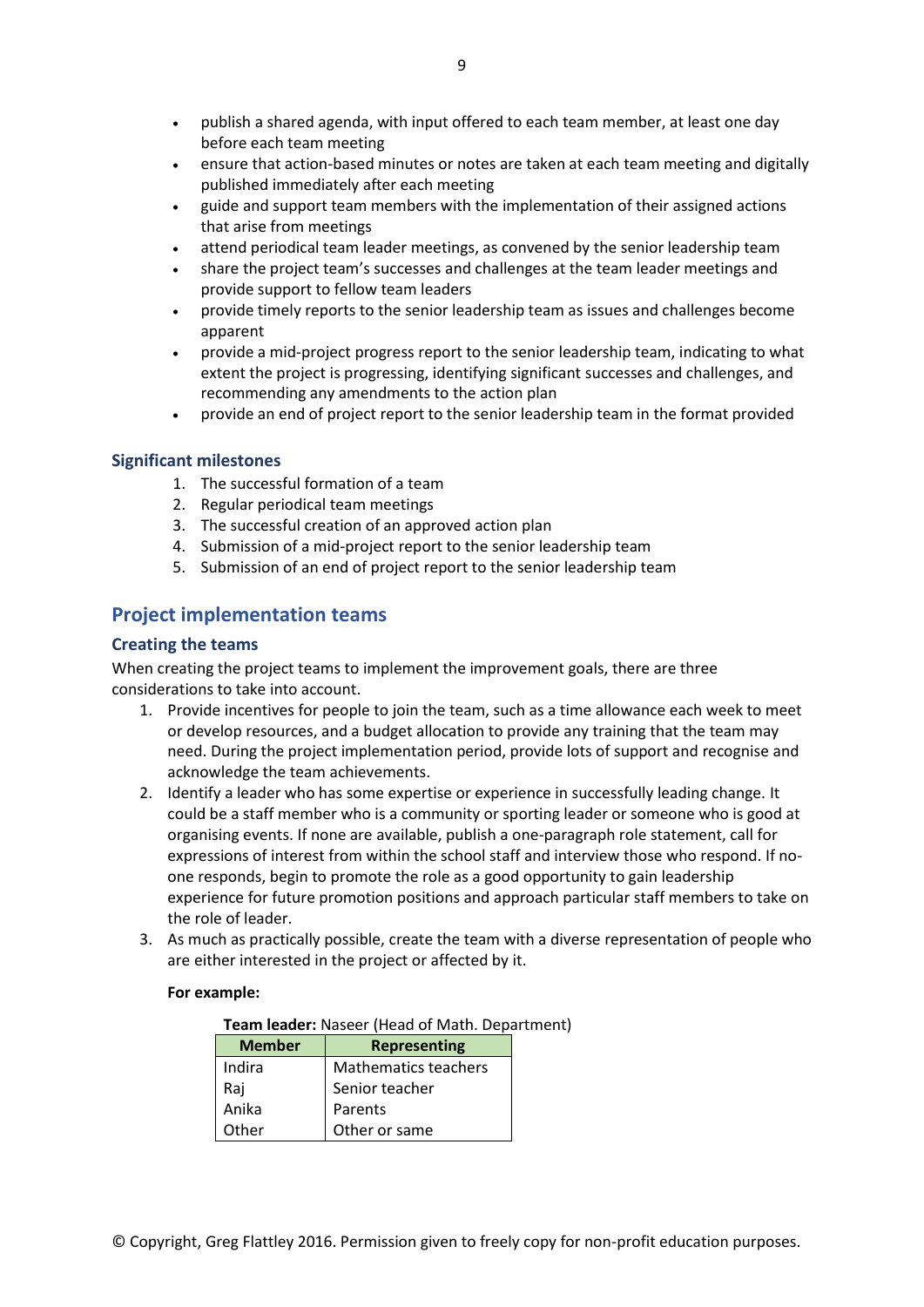- publish a shared agenda, with input offered to each team member, at least one day before each team meeting
- ensure that action-based minutes or notes are taken at each team meeting and digitally published immediately after each meeting
- guide and support team members with the implementation of their assigned actions that arise from meetings
- attend periodical team leader meetings, as convened by the senior leadership team
- share the project team's successes and challenges at the team leader meetings and provide support to fellow team leaders
- provide timely reports to the senior leadership team as issues and challenges become apparent
- provide a mid-project progress report to the senior leadership team, indicating to what extent the project is progressing, identifying significant successes and challenges, and recommending any amendments to the action plan
- provide an end of project report to the senior leadership team in the format provided

### Significant milestones

1. The successful formation of a team
2. Regular periodical team meetings
3. The successful creation of an approved action plan
4. Submission of a mid-project report to the senior leadership team
5. Submission of an end of project report to the senior leadership team

## Project implementation teams

### Creating the teams

When creating the project teams to implement the improvement goals, there are three considerations to take into account.

1. Provide incentives for people to join the team, such as a time allowance each week to meet or develop resources, and a budget allocation to provide any training that the team may need. During the project implementation period, provide lots of support and recognise and acknowledge the team achievements.
2. Identify a leader who has some expertise or experience in successfully leading change. It could be a staff member who is a community or sporting leader or someone who is good at organising events. If none are available, publish a one-paragraph role statement, call for expressions of interest from within the school staff and interview those who respond. If no-one responds, begin to promote the role as a good opportunity to gain leadership experience for future promotion positions and approach particular staff members to take on the role of leader.
3. As much as practically possible, create the team with a diverse representation of people who are either interested in the project or affected by it.

**For example:**

**Team leader:** Naseer (Head of Math. Department)

| Member | Representing |
|---|---|
| Indira | Mathematics teachers |
| Raj | Senior teacher |
| Anika | Parents |
| Other | Other or same |

© Copyright, Greg Flattley 2016. Permission given to freely copy for non-profit education purposes.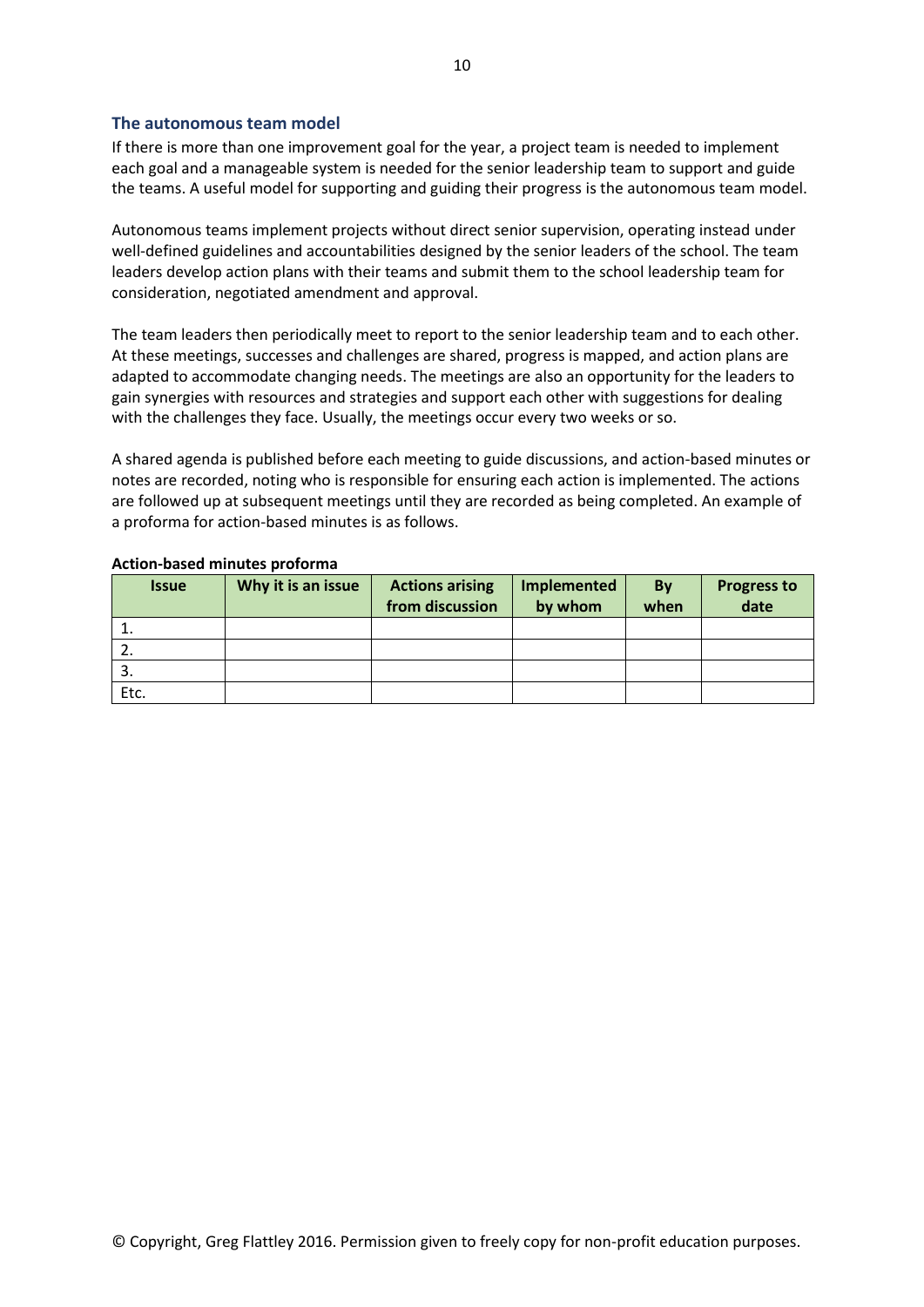## The autonomous team model

If there is more than one improvement goal for the year, a project team is needed to implement each goal and a manageable system is needed for the senior leadership team to support and guide the teams. A useful model for supporting and guiding their progress is the autonomous team model.

Autonomous teams implement projects without direct senior supervision, operating instead under well-defined guidelines and accountabilities designed by the senior leaders of the school. The team leaders develop action plans with their teams and submit them to the school leadership team for consideration, negotiated amendment and approval.

The team leaders then periodically meet to report to the senior leadership team and to each other. At these meetings, successes and challenges are shared, progress is mapped, and action plans are adapted to accommodate changing needs. The meetings are also an opportunity for the leaders to gain synergies with resources and strategies and support each other with suggestions for dealing with the challenges they face. Usually, the meetings occur every two weeks or so.

A shared agenda is published before each meeting to guide discussions, and action-based minutes or notes are recorded, noting who is responsible for ensuring each action is implemented. The actions are followed up at subsequent meetings until they are recorded as being completed. An example of a proforma for action-based minutes is as follows.

**Action-based minutes proforma**

| Issue | Why it is an issue | Actions arising from discussion | Implemented by whom | By when | Progress to date |
|---|---|---|---|---|---|
| 1. | | | | | |
| 2. | | | | | |
| 3. | | | | | |
| Etc. | | | | | |

© Copyright, Greg Flattley 2016. Permission given to freely copy for non-profit education purposes.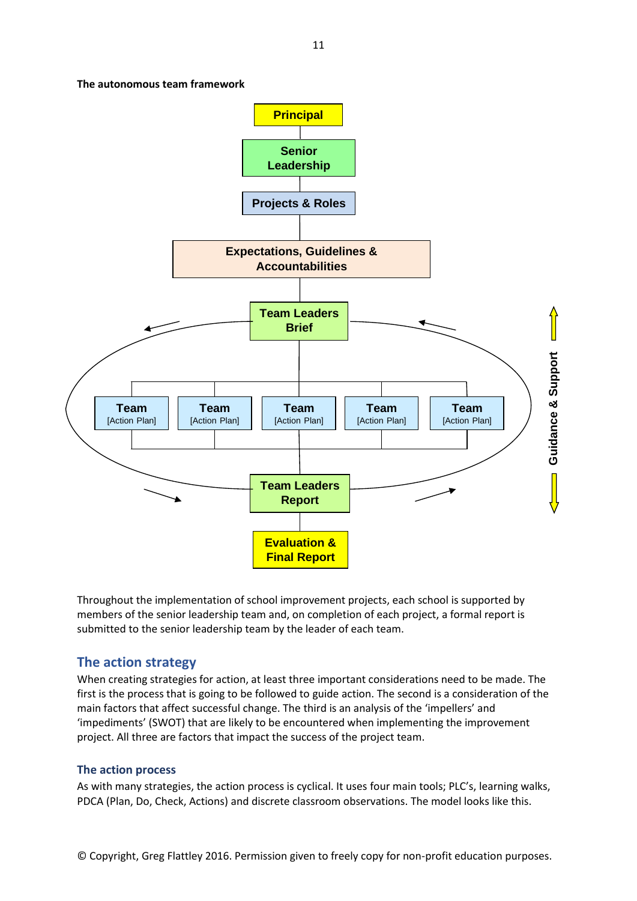**The autonomous team framework**

Principal

Senior Leadership

Projects & Roles

Expectations, Guidelines & Accountabilities

Team Leaders Brief

Team [Action Plan]

Team [Action Plan]

Team [Action Plan]

Team [Action Plan]

Team [Action Plan]

Team Leaders Report

Evaluation & Final Report

Guidance & Support

Throughout the implementation of school improvement projects, each school is supported by members of the senior leadership team and, on completion of each project, a formal report is submitted to the senior leadership team by the leader of each team.

## The action strategy

When creating strategies for action, at least three important considerations need to be made. The first is the process that is going to be followed to guide action. The second is a consideration of the main factors that affect successful change. The third is an analysis of the 'impellers' and 'impediments' (SWOT) that are likely to be encountered when implementing the improvement project. All three are factors that impact the success of the project team.

### The action process

As with many strategies, the action process is cyclical. It uses four main tools; PLC's, learning walks, PDCA (Plan, Do, Check, Actions) and discrete classroom observations. The model looks like this.

© Copyright, Greg Flattley 2016. Permission given to freely copy for non-profit education purposes.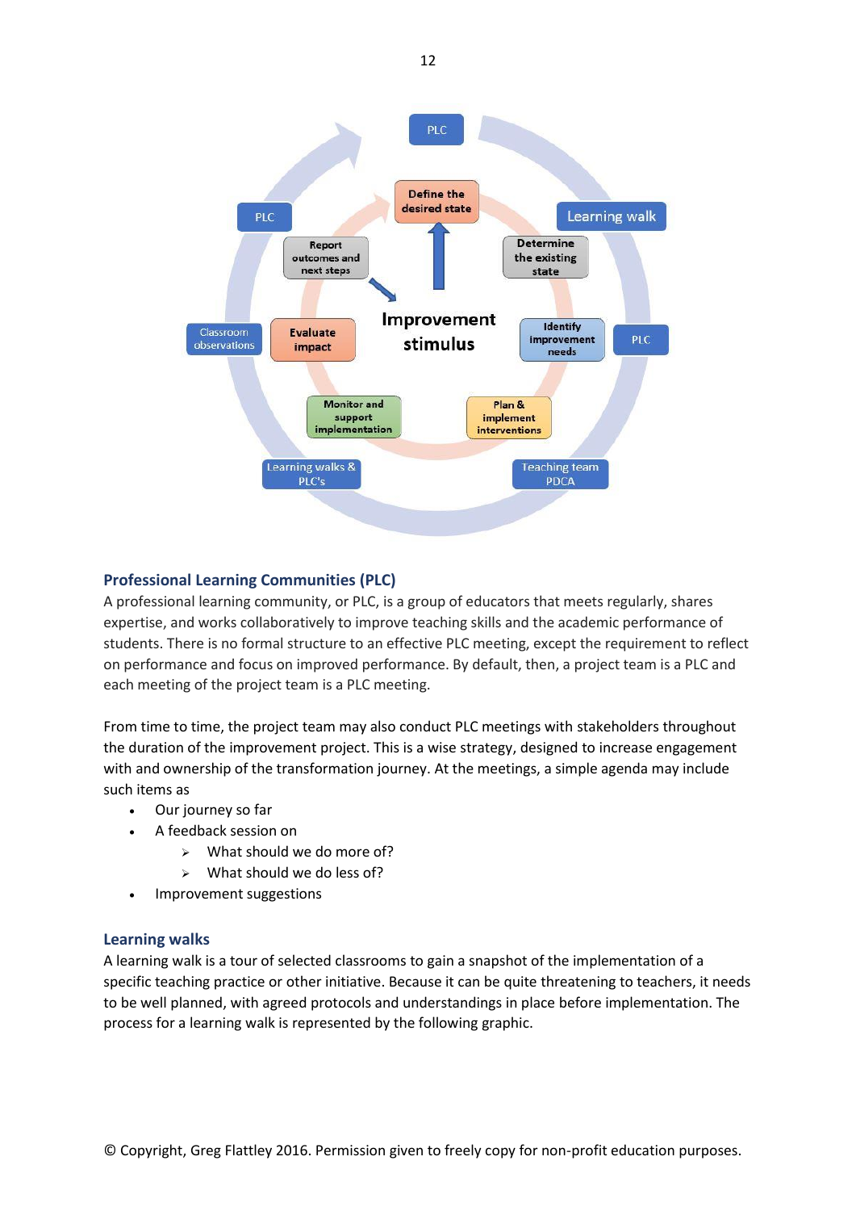## Professional Learning Communities (PLC)

A professional learning community, or PLC, is a group of educators that meets regularly, shares expertise, and works collaboratively to improve teaching skills and the academic performance of students. There is no formal structure to an effective PLC meeting, except the requirement to reflect on performance and focus on improved performance. By default, then, a project team is a PLC and each meeting of the project team is a PLC meeting.

From time to time, the project team may also conduct PLC meetings with stakeholders throughout the duration of the improvement project. This is a wise strategy, designed to increase engagement with and ownership of the transformation journey. At the meetings, a simple agenda may include such items as

- Our journey so far
- A feedback session on
  - What should we do more of?
  - What should we do less of?
- Improvement suggestions

## Learning walks

A learning walk is a tour of selected classrooms to gain a snapshot of the implementation of a specific teaching practice or other initiative. Because it can be quite threatening to teachers, it needs to be well planned, with agreed protocols and understandings in place before implementation. The process for a learning walk is represented by the following graphic.

© Copyright, Greg Flattley 2016. Permission given to freely copy for non-profit education purposes.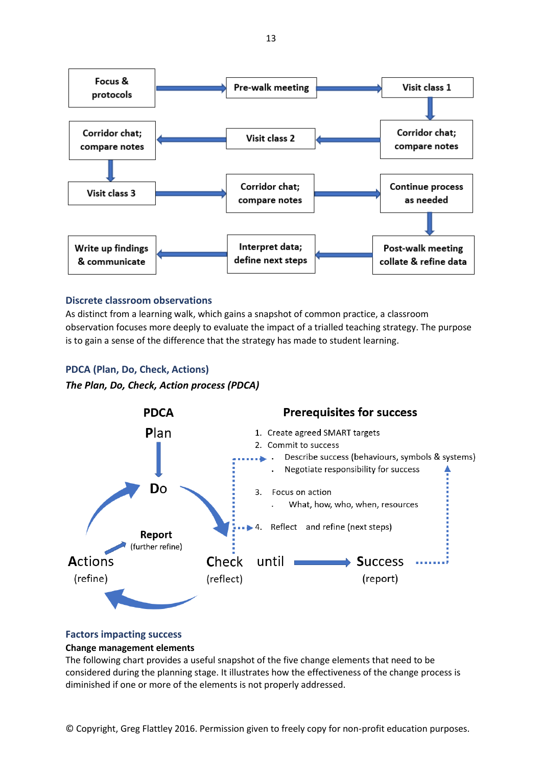Focus & protocols

Pre-walk meeting

Visit class 1

Corridor chat; compare notes

Visit class 2

Corridor chat; compare notes

Visit class 3

Corridor chat; compare notes

Continue process as needed

Post-walk meeting collate & refine data

Interpret data; define next steps

Write up findings & communicate

### Discrete classroom observations

As distinct from a learning walk, which gains a snapshot of common practice, a classroom observation focuses more deeply to evaluate the impact of a trialled teaching strategy. The purpose is to gain a sense of the difference that the strategy has made to student learning.

### PDCA (Plan, Do, Check, Actions)

***The Plan, Do, Check, Action process (PDCA)***

PDCA

Plan

Do

Check (reflect)

Actions (refine)

Report (further refine)

until

Success (report)

Prerequisites for success

1. Create agreed SMART targets
2. Commit to success
   - Describe success (behaviours, symbols & systems)
   - Negotiate responsibility for success
3. Focus on action
   - What, how, who, when, resources
4. Reflect and refine (next steps)

### Factors impacting success

**Change management elements**

The following chart provides a useful snapshot of the five change elements that need to be considered during the planning stage. It illustrates how the effectiveness of the change process is diminished if one or more of the elements is not properly addressed.

© Copyright, Greg Flattley 2016. Permission given to freely copy for non-profit education purposes.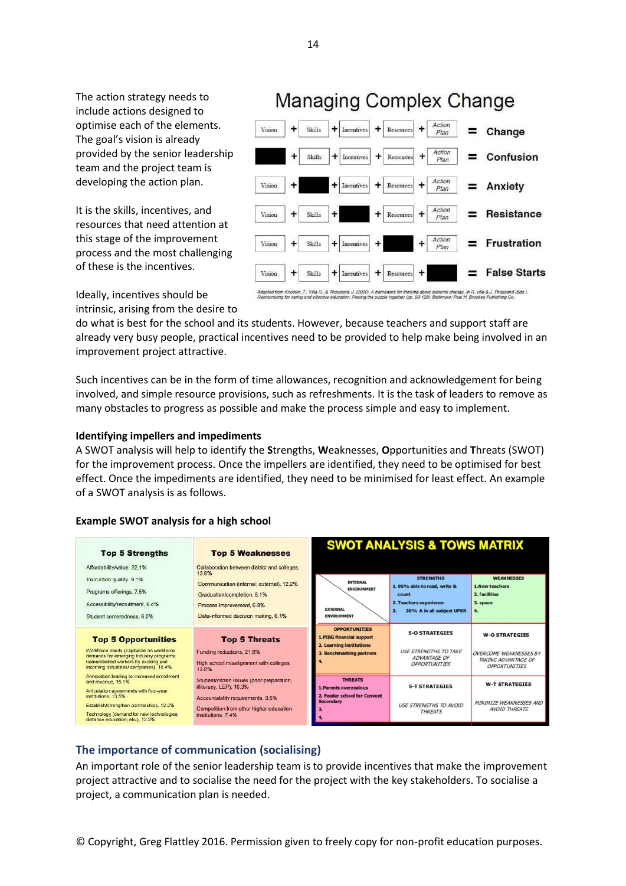The action strategy needs to include actions designed to optimise each of the elements. The goal's vision is already provided by the senior leadership team and the project team is developing the action plan.

It is the skills, incentives, and resources that need attention at this stage of the improvement process and the most challenging of these is the incentives.

Managing Complex Change

Vision + Skills + Incentives + Resources + Action Plan = Change

+ Skills + Incentives + Resources + Action Plan = Confusion

Vision + + Incentives + Resources + Action Plan = Anxiety

Vision + Skills + + Resources + Action Plan = Resistance

Vision + Skills + Incentives + + Action Plan = Frustration

Vision + Skills + Incentives + Resources + = False Starts

Adapted from Knoster, T., Villa R., & Thousand, J. (2000). A framework for thinking about systems change. In R. Villa & J. Thousand (Eds.), Restructuring for caring and effective education: Piecing the puzzle together (pp. 93-128). Baltimore: Paul H. Brookes Publishing Co.

Ideally, incentives should be intrinsic, arising from the desire to do what is best for the school and its students. However, because teachers and support staff are already very busy people, practical incentives need to be provided to help make being involved in an improvement project attractive.

Such incentives can be in the form of time allowances, recognition and acknowledgement for being involved, and simple resource provisions, such as refreshments. It is the task of leaders to remove as many obstacles to progress as possible and make the process simple and easy to implement.

**Identifying impellers and impediments**

A SWOT analysis will help to identify the **S**trengths, **W**eaknesses, **O**pportunities and **T**hreats (SWOT) for the improvement process. Once the impellers are identified, they need to be optimised for best effect. Once the impediments are identified, they need to be minimised for least effect. An example of a SWOT analysis is as follows.

**Example SWOT analysis for a high school**

| Top 5 Strengths | Top 5 Weaknesses |
|---|---|
| Affordability/value, 22.1% | Collaboration between district and colleges, 13.9% |
| Instruction quality, 9.1% | Communication (internal; external), 12.2% |
| Programs offerings, 7.5% | Graduation/completion, 8.1% |
| Accessibility/recruitment, 6.4% | Process improvement, 6.8% |
| Student centeredness, 6.0% | Data-informed decision making, 6.1% |

| Top 5 Opportunities | Top 5 Threats |
|---|---|
| Workforce needs (capitalize on workforce demands for emerging industry programs; trained/skilled workers by existing and incoming industries/ companies), 16.4% | Funding reductions, 21.8% |
| Annexation leading to increased enrollment and revenue, 15.1% | High school misalignment with colleges, 12.0% |
| Articulation agreements with four-year institutions, 13.5% | Student/citizen issues (poor preparation, illiteracy, LEP), 10.3% |
| Establish/strengthen partnerships, 12.2% | Accountability requirements, 8.5% |
| Technology (demand for new technologies; distance education; etc.), 12.2% | Competition from other higher education institutions, 7.4% |

SWOT ANALYSIS & TOWS MATRIX

| INTERNAL ENVIRONMENT / EXTERNAL ENVIRONMENT | STRENGTHS<br>1. 95% able to read, write & count<br>2. Teachers experience<br>3. 30% A in all subject UPSR | WEAKNESSES<br>1. New teachers<br>2. facilities<br>3. space<br>4. |
|---|---|---|
| OPPORTUNITIES<br>1. PIBG financial support<br>2. Learning institutions<br>3. Benchmarking partners<br>4. | S-O STRATEGIES<br>USE STRENGTHS TO TAKE ADVANTAGE OF OPPORTUNITIES | W-O STRATEGIES<br>OVERCOME WEAKNESSES BY TAKING ADVANTAGE OF OPPORTUNITIES |
| THREATS<br>1. Parents overzealous<br>2. Feeder school for Convent Secondary<br>3.<br>4. | S-T STRATEGIES<br>USE STRENGTHS TO AVOID THREATS | W-T STRATEGIES<br>MINIMIZE WEAKNESSES AND AVOID THREATS |

## The importance of communication (socialising)

An important role of the senior leadership team is to provide incentives that make the improvement project attractive and to socialise the need for the project with the key stakeholders. To socialise a project, a communication plan is needed.

© Copyright, Greg Flattley 2016. Permission given to freely copy for non-profit education purposes.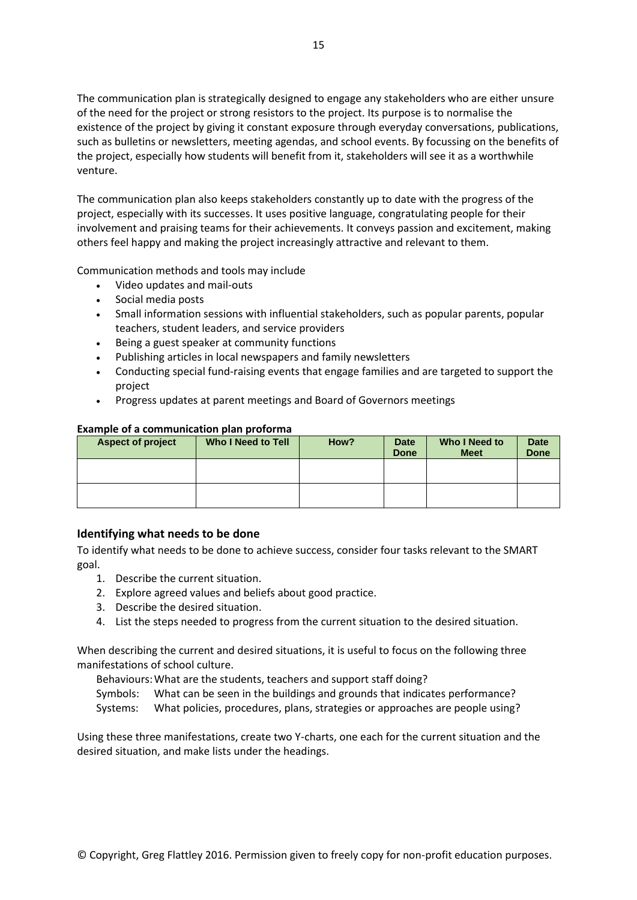The communication plan is strategically designed to engage any stakeholders who are either unsure of the need for the project or strong resistors to the project. Its purpose is to normalise the existence of the project by giving it constant exposure through everyday conversations, publications, such as bulletins or newsletters, meeting agendas, and school events. By focussing on the benefits of the project, especially how students will benefit from it, stakeholders will see it as a worthwhile venture.

The communication plan also keeps stakeholders constantly up to date with the progress of the project, especially with its successes. It uses positive language, congratulating people for their involvement and praising teams for their achievements. It conveys passion and excitement, making others feel happy and making the project increasingly attractive and relevant to them.

Communication methods and tools may include

- Video updates and mail-outs
- Social media posts
- Small information sessions with influential stakeholders, such as popular parents, popular teachers, student leaders, and service providers
- Being a guest speaker at community functions
- Publishing articles in local newspapers and family newsletters
- Conducting special fund-raising events that engage families and are targeted to support the project
- Progress updates at parent meetings and Board of Governors meetings

**Example of a communication plan proforma**

| Aspect of project | Who I Need to Tell | How? | Date Done | Who I Need to Meet | Date Done |
|---|---|---|---|---|---|
| | | | | | |
| | | | | | |

### Identifying what needs to be done

To identify what needs to be done to achieve success, consider four tasks relevant to the SMART goal.

1. Describe the current situation.
2. Explore agreed values and beliefs about good practice.
3. Describe the desired situation.
4. List the steps needed to progress from the current situation to the desired situation.

When describing the current and desired situations, it is useful to focus on the following three manifestations of school culture.

Behaviours: What are the students, teachers and support staff doing?
Symbols: What can be seen in the buildings and grounds that indicates performance?
Systems: What policies, procedures, plans, strategies or approaches are people using?

Using these three manifestations, create two Y-charts, one each for the current situation and the desired situation, and make lists under the headings.

© Copyright, Greg Flattley 2016. Permission given to freely copy for non-profit education purposes.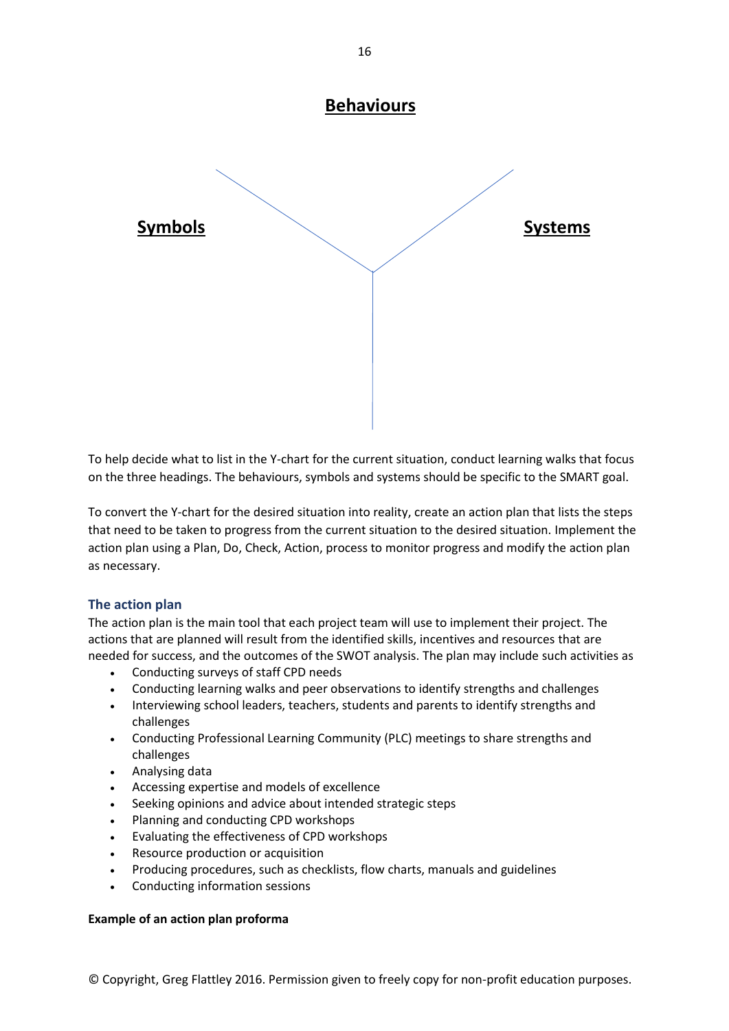**Behaviours**

**Symbols**

**Systems**

To help decide what to list in the Y-chart for the current situation, conduct learning walks that focus on the three headings. The behaviours, symbols and systems should be specific to the SMART goal.

To convert the Y-chart for the desired situation into reality, create an action plan that lists the steps that need to be taken to progress from the current situation to the desired situation. Implement the action plan using a Plan, Do, Check, Action, process to monitor progress and modify the action plan as necessary.

### The action plan

The action plan is the main tool that each project team will use to implement their project. The actions that are planned will result from the identified skills, incentives and resources that are needed for success, and the outcomes of the SWOT analysis. The plan may include such activities as

- Conducting surveys of staff CPD needs
- Conducting learning walks and peer observations to identify strengths and challenges
- Interviewing school leaders, teachers, students and parents to identify strengths and challenges
- Conducting Professional Learning Community (PLC) meetings to share strengths and challenges
- Analysing data
- Accessing expertise and models of excellence
- Seeking opinions and advice about intended strategic steps
- Planning and conducting CPD workshops
- Evaluating the effectiveness of CPD workshops
- Resource production or acquisition
- Producing procedures, such as checklists, flow charts, manuals and guidelines
- Conducting information sessions

**Example of an action plan proforma**

© Copyright, Greg Flattley 2016. Permission given to freely copy for non-profit education purposes.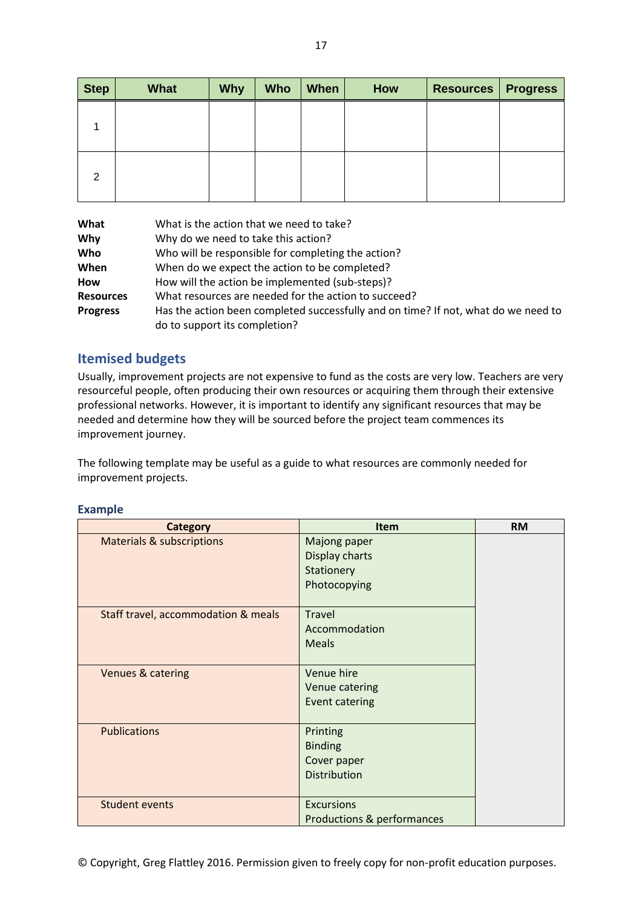| Step | What | Why | Who | When | How | Resources | Progress |
|---|---|---|---|---|---|---|---|
| 1 | | | | | | | |
| 2 | | | | | | | |

**What** What is the action that we need to take?
**Why** Why do we need to take this action?
**Who** Who will be responsible for completing the action?
**When** When do we expect the action to be completed?
**How** How will the action be implemented (sub-steps)?
**Resources** What resources are needed for the action to succeed?
**Progress** Has the action been completed successfully and on time? If not, what do we need to do to support its completion?

## Itemised budgets

Usually, improvement projects are not expensive to fund as the costs are very low. Teachers are very resourceful people, often producing their own resources or acquiring them through their extensive professional networks. However, it is important to identify any significant resources that may be needed and determine how they will be sourced before the project team commences its improvement journey.

The following template may be useful as a guide to what resources are commonly needed for improvement projects.

### Example

| Category | Item | RM |
|---|---|---|
| Materials & subscriptions | Majong paper<br>Display charts<br>Stationery<br>Photocopying | |
| Staff travel, accommodation & meals | Travel<br>Accommodation<br>Meals | |
| Venues & catering | Venue hire<br>Venue catering<br>Event catering | |
| Publications | Printing<br>Binding<br>Cover paper<br>Distribution | |
| Student events | Excursions<br>Productions & performances | |

© Copyright, Greg Flattley 2016. Permission given to freely copy for non-profit education purposes.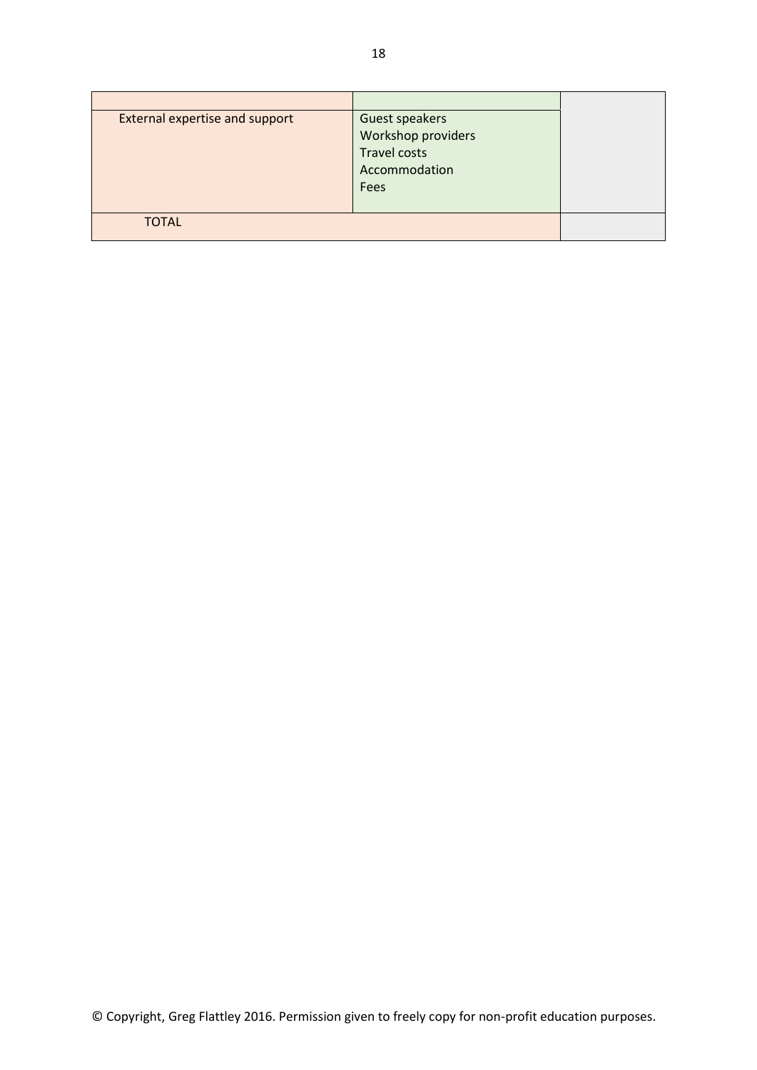| | | |
|---|---|---|
| External expertise and support | Guest speakers<br>Workshop providers<br>Travel costs<br>Accommodation<br>Fees | |
| TOTAL | | |

© Copyright, Greg Flattley 2016. Permission given to freely copy for non-profit education purposes.